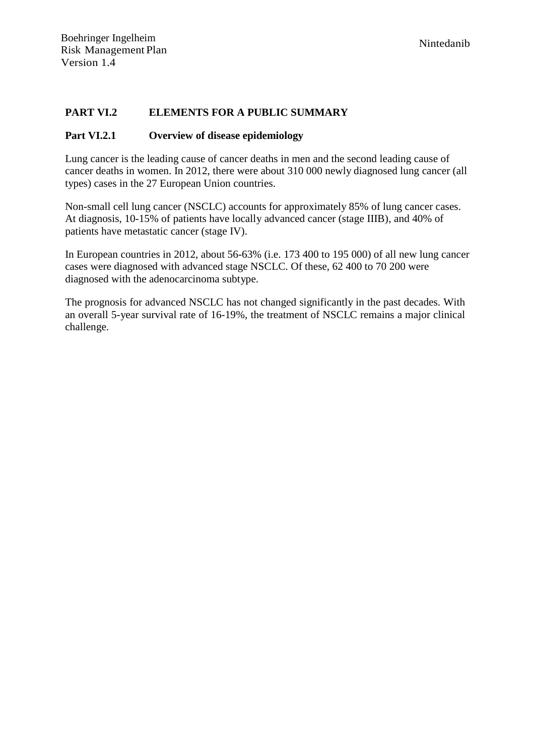## PART VI.2 ELEMENTS FOR A PUBLIC SUMMARY

### Part VI.2.1 Overview of disease epidemiology

Lung cancer is the leading cause of cancer deaths in men and the second leading cause of cancer deaths in women. In 2012, there were about 310 000 newly diagnosed lung cancer (all types) cases in the 27 European Union countries.

Non-small cell lung cancer (NSCLC) accounts for approximately 85% of lung cancer cases. At diagnosis, 10-15% of patients have locally advanced cancer (stage IIIB), and 40% of patients have metastatic cancer (stage IV).

In European countries in 2012, about 56-63% (i.e. 173 400 to 195 000) of all new lung cancer cases were diagnosed with advanced stage NSCLC. Of these, 62 400 to 70 200 were diagnosed with the adenocarcinoma subtype.

The prognosis for advanced NSCLC has not changed significantly in the past decades. With an overall 5-year survival rate of 16-19%, the treatment of NSCLC remains a major clinical challenge.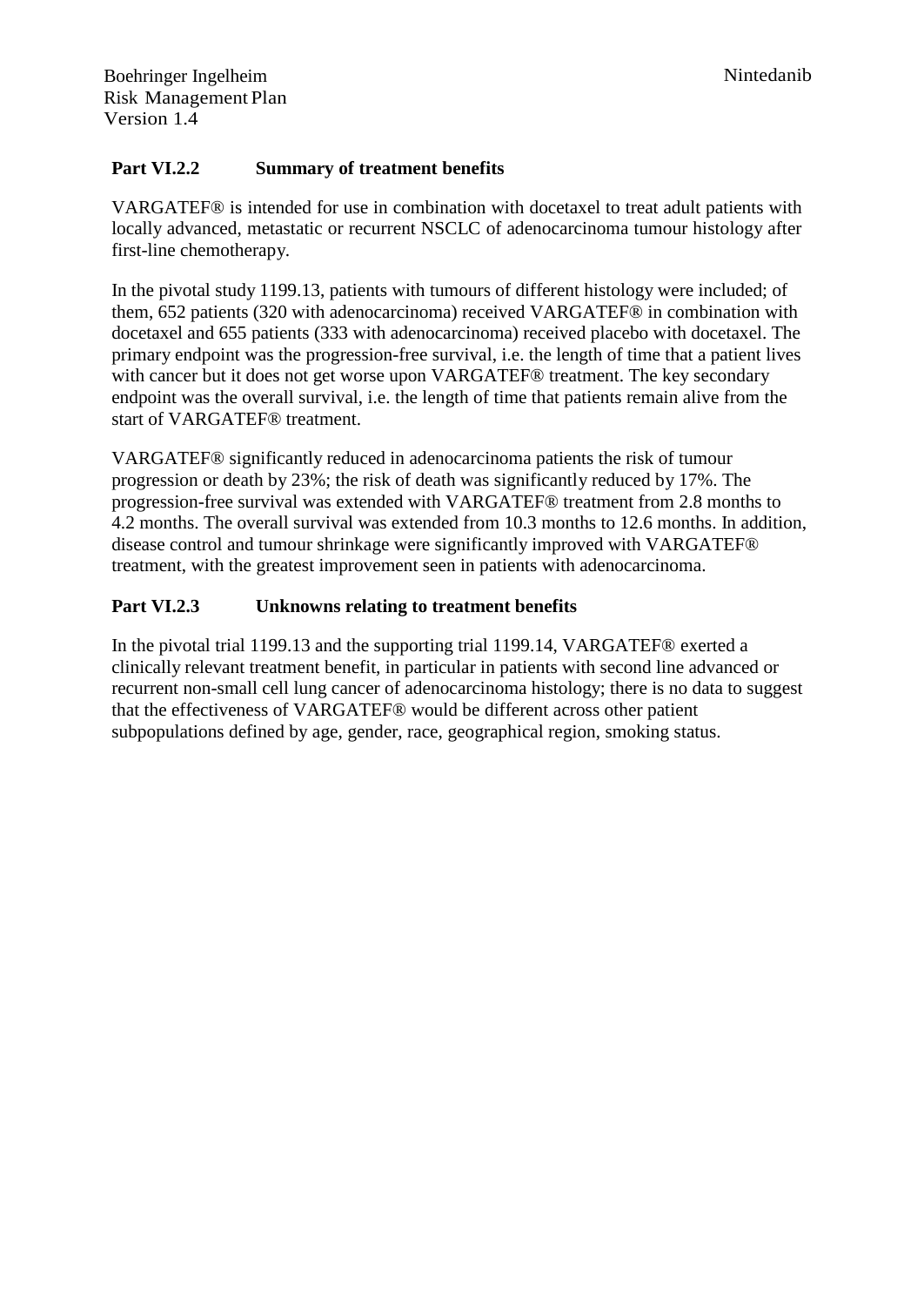## Part VI.2.2 Summary of treatment benefits

VARGATEF® is intended for use in combination with docetaxel to treat adult patients with locally advanced, metastatic or recurrent NSCLC of adenocarcinoma tumour histology after first-line chemotherapy.

In the pivotal study 1199.13, patients with tumours of different histology were included; of them, 652 patients (320 with adenocarcinoma) received VARGATEF® in combination with docetaxel and 655 patients (333 with adenocarcinoma) received placebo with docetaxel. The primary endpoint was the progression-free survival, i.e. the length of time that a patient lives with cancer but it does not get worse upon VARGATEF® treatment. The key secondary endpoint was the overall survival, i.e. the length of time that patients remain alive from the start of VARGATEF® treatment.

VARGATEF® significantly reduced in adenocarcinoma patients the risk of tumour progression or death by 23%; the risk of death was significantly reduced by 17%. The progression-free survival was extended with VARGATEF® treatment from 2.8 months to 4.2 months. The overall survival was extended from 10.3 months to 12.6 months. In addition, disease control and tumour shrinkage were significantly improved with VARGATEF® treatment, with the greatest improvement seen in patients with adenocarcinoma.

## Part VI.2.3 Unknowns relating to treatment benefits

In the pivotal trial 1199.13 and the supporting trial 1199.14, VARGATEF® exerted a clinically relevant treatment benefit, in particular in patients with second line advanced or recurrent non-small cell lung cancer of adenocarcinoma histology; there is no data to suggest that the effectiveness of VARGATEF® would be different across other patient subpopulations defined by age, gender, race, geographical region, smoking status.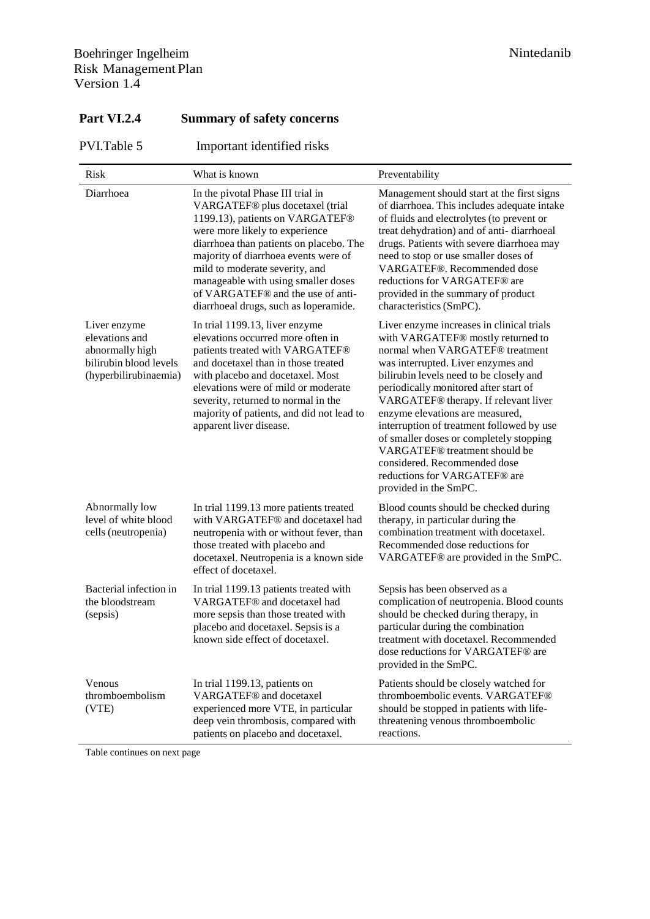## Part VI.2.4 Summary of safety concerns

PVI.Table 5 Important identified risks

| Risk | What is known | Preventability |
|---|---|---|
| Diarrhoea | In the pivotal Phase III trial in VARGATEF® plus docetaxel (trial 1199.13), patients on VARGATEF® were more likely to experience diarrhoea than patients on placebo. The majority of diarrhoea events were of mild to moderate severity, and manageable with using smaller doses of VARGATEF® and the use of anti-diarrhoeal drugs, such as loperamide. | Management should start at the first signs of diarrhoea. This includes adequate intake of fluids and electrolytes (to prevent or treat dehydration) and of anti- diarrhoeal drugs. Patients with severe diarrhoea may need to stop or use smaller doses of VARGATEF®. Recommended dose reductions for VARGATEF® are provided in the summary of product characteristics (SmPC). |
| Liver enzyme elevations and abnormally high bilirubin blood levels (hyperbilirubinaemia) | In trial 1199.13, liver enzyme elevations occurred more often in patients treated with VARGATEF® and docetaxel than in those treated with placebo and docetaxel. Most elevations were of mild or moderate severity, returned to normal in the majority of patients, and did not lead to apparent liver disease. | Liver enzyme increases in clinical trials with VARGATEF® mostly returned to normal when VARGATEF® treatment was interrupted. Liver enzymes and bilirubin levels need to be closely and periodically monitored after start of VARGATEF® therapy. If relevant liver enzyme elevations are measured, interruption of treatment followed by use of smaller doses or completely stopping VARGATEF® treatment should be considered. Recommended dose reductions for VARGATEF® are provided in the SmPC. |
| Abnormally low level of white blood cells (neutropenia) | In trial 1199.13 more patients treated with VARGATEF® and docetaxel had neutropenia with or without fever, than those treated with placebo and docetaxel. Neutropenia is a known side effect of docetaxel. | Blood counts should be checked during therapy, in particular during the combination treatment with docetaxel. Recommended dose reductions for VARGATEF® are provided in the SmPC. |
| Bacterial infection in the bloodstream (sepsis) | In trial 1199.13 patients treated with VARGATEF® and docetaxel had more sepsis than those treated with placebo and docetaxel. Sepsis is a known side effect of docetaxel. | Sepsis has been observed as a complication of neutropenia. Blood counts should be checked during therapy, in particular during the combination treatment with docetaxel. Recommended dose reductions for VARGATEF® are provided in the SmPC. |
| Venous thromboembolism (VTE) | In trial 1199.13, patients on VARGATEF® and docetaxel experienced more VTE, in particular deep vein thrombosis, compared with patients on placebo and docetaxel. | Patients should be closely watched for thromboembolic events. VARGATEF® should be stopped in patients with life-threatening venous thromboembolic reactions. |

Table continues on next page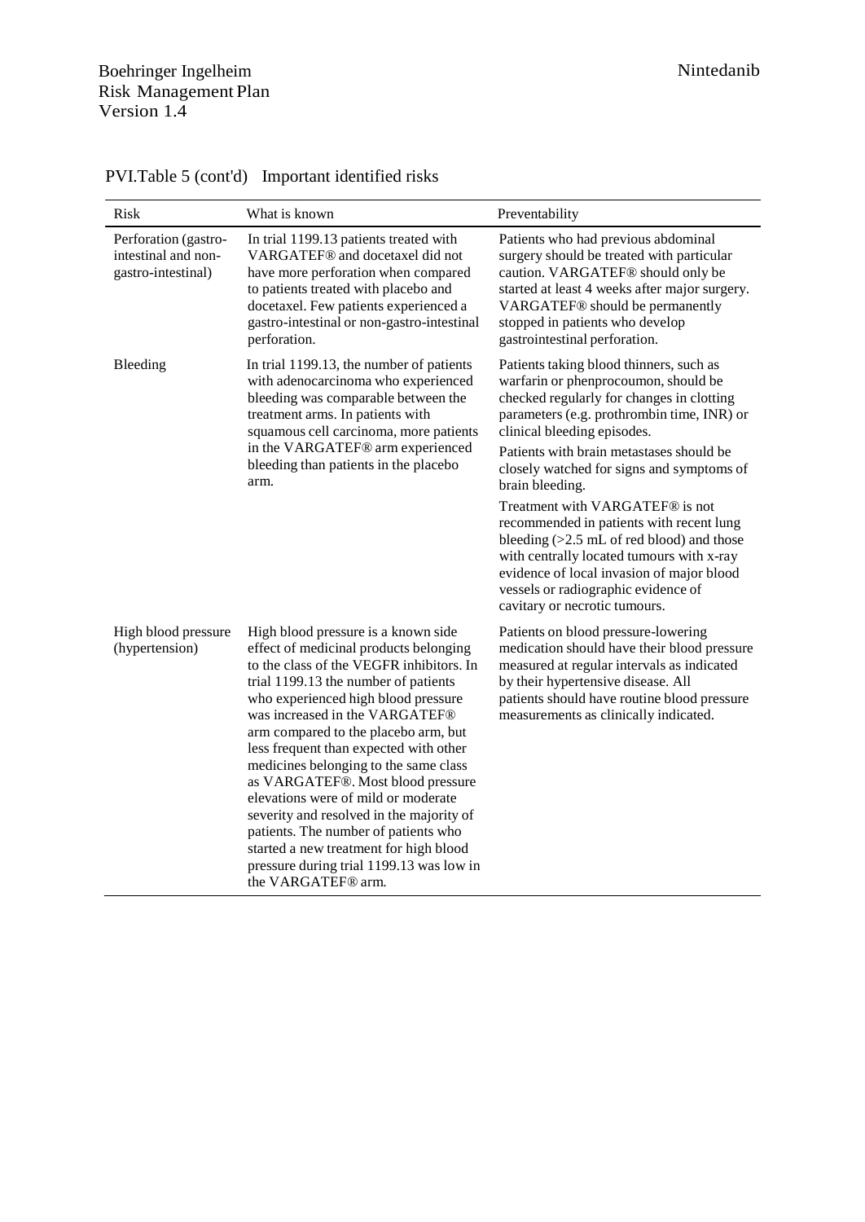PVI.Table 5 (cont'd) Important identified risks

| Risk | What is known | Preventability |
|---|---|---|
| Perforation (gastro-intestinal and non-gastro-intestinal) | In trial 1199.13 patients treated with VARGATEF® and docetaxel did not have more perforation when compared to patients treated with placebo and docetaxel. Few patients experienced a gastro-intestinal or non-gastro-intestinal perforation. | Patients who had previous abdominal surgery should be treated with particular caution. VARGATEF® should only be started at least 4 weeks after major surgery. VARGATEF® should be permanently stopped in patients who develop gastrointestinal perforation. |
| Bleeding | In trial 1199.13, the number of patients with adenocarcinoma who experienced bleeding was comparable between the treatment arms. In patients with squamous cell carcinoma, more patients in the VARGATEF® arm experienced bleeding than patients in the placebo arm. | Patients taking blood thinners, such as warfarin or phenprocoumon, should be checked regularly for changes in clotting parameters (e.g. prothrombin time, INR) or clinical bleeding episodes.<br>Patients with brain metastases should be closely watched for signs and symptoms of brain bleeding.<br>Treatment with VARGATEF® is not recommended in patients with recent lung bleeding (>2.5 mL of red blood) and those with centrally located tumours with x-ray evidence of local invasion of major blood vessels or radiographic evidence of cavitary or necrotic tumours. |
| High blood pressure (hypertension) | High blood pressure is a known side effect of medicinal products belonging to the class of the VEGFR inhibitors. In trial 1199.13 the number of patients who experienced high blood pressure was increased in the VARGATEF® arm compared to the placebo arm, but less frequent than expected with other medicines belonging to the same class as VARGATEF®. Most blood pressure elevations were of mild or moderate severity and resolved in the majority of patients. The number of patients who started a new treatment for high blood pressure during trial 1199.13 was low in the VARGATEF® arm. | Patients on blood pressure-lowering medication should have their blood pressure measured at regular intervals as indicated by their hypertensive disease. All patients should have routine blood pressure measurements as clinically indicated. |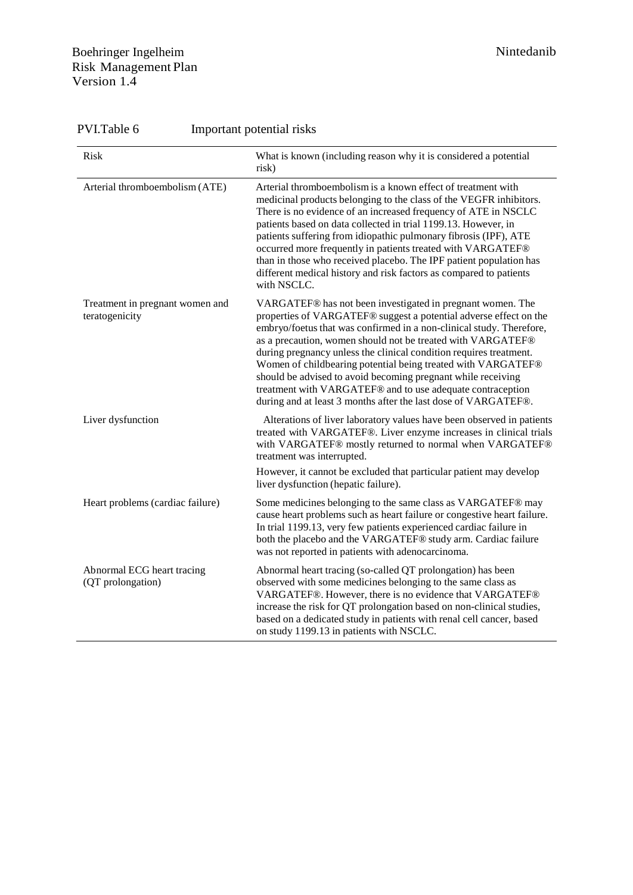PVI.Table 6 Important potential risks

| Risk | What is known (including reason why it is considered a potential risk) |
|---|---|
| Arterial thromboembolism (ATE) | Arterial thromboembolism is a known effect of treatment with medicinal products belonging to the class of the VEGFR inhibitors. There is no evidence of an increased frequency of ATE in NSCLC patients based on data collected in trial 1199.13. However, in patients suffering from idiopathic pulmonary fibrosis (IPF), ATE occurred more frequently in patients treated with VARGATEF® than in those who received placebo. The IPF patient population has different medical history and risk factors as compared to patients with NSCLC. |
| Treatment in pregnant women and teratogenicity | VARGATEF® has not been investigated in pregnant women. The properties of VARGATEF® suggest a potential adverse effect on the embryo/foetus that was confirmed in a non-clinical study. Therefore, as a precaution, women should not be treated with VARGATEF® during pregnancy unless the clinical condition requires treatment. Women of childbearing potential being treated with VARGATEF® should be advised to avoid becoming pregnant while receiving treatment with VARGATEF® and to use adequate contraception during and at least 3 months after the last dose of VARGATEF®. |
| Liver dysfunction | Alterations of liver laboratory values have been observed in patients treated with VARGATEF®. Liver enzyme increases in clinical trials with VARGATEF® mostly returned to normal when VARGATEF® treatment was interrupted.<br><br>However, it cannot be excluded that particular patient may develop liver dysfunction (hepatic failure). |
| Heart problems (cardiac failure) | Some medicines belonging to the same class as VARGATEF® may cause heart problems such as heart failure or congestive heart failure. In trial 1199.13, very few patients experienced cardiac failure in both the placebo and the VARGATEF® study arm. Cardiac failure was not reported in patients with adenocarcinoma. |
| Abnormal ECG heart tracing (QT prolongation) | Abnormal heart tracing (so-called QT prolongation) has been observed with some medicines belonging to the same class as VARGATEF®. However, there is no evidence that VARGATEF® increase the risk for QT prolongation based on non-clinical studies, based on a dedicated study in patients with renal cell cancer, based on study 1199.13 in patients with NSCLC. |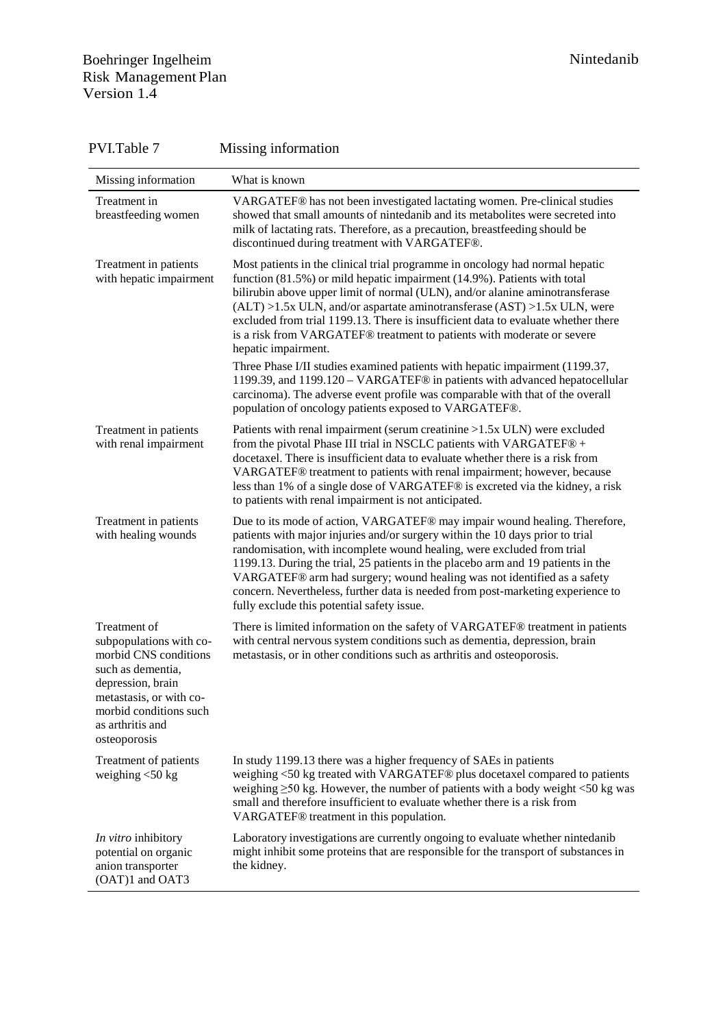PVI.Table 7 Missing information

| Missing information | What is known |
|---|---|
| Treatment in breastfeeding women | VARGATEF® has not been investigated lactating women. Pre-clinical studies showed that small amounts of nintedanib and its metabolites were secreted into milk of lactating rats. Therefore, as a precaution, breastfeeding should be discontinued during treatment with VARGATEF®. |
| Treatment in patients with hepatic impairment | Most patients in the clinical trial programme in oncology had normal hepatic function (81.5%) or mild hepatic impairment (14.9%). Patients with total bilirubin above upper limit of normal (ULN), and/or alanine aminotransferase (ALT) >1.5x ULN, and/or aspartate aminotransferase (AST) >1.5x ULN, were excluded from trial 1199.13. There is insufficient data to evaluate whether there is a risk from VARGATEF® treatment to patients with moderate or severe hepatic impairment.<br><br>Three Phase I/II studies examined patients with hepatic impairment (1199.37, 1199.39, and 1199.120 – VARGATEF® in patients with advanced hepatocellular carcinoma). The adverse event profile was comparable with that of the overall population of oncology patients exposed to VARGATEF®. |
| Treatment in patients with renal impairment | Patients with renal impairment (serum creatinine >1.5x ULN) were excluded from the pivotal Phase III trial in NSCLC patients with VARGATEF® + docetaxel. There is insufficient data to evaluate whether there is a risk from VARGATEF® treatment to patients with renal impairment; however, because less than 1% of a single dose of VARGATEF® is excreted via the kidney, a risk to patients with renal impairment is not anticipated. |
| Treatment in patients with healing wounds | Due to its mode of action, VARGATEF® may impair wound healing. Therefore, patients with major injuries and/or surgery within the 10 days prior to trial randomisation, with incomplete wound healing, were excluded from trial 1199.13. During the trial, 25 patients in the placebo arm and 19 patients in the VARGATEF® arm had surgery; wound healing was not identified as a safety concern. Nevertheless, further data is needed from post-marketing experience to fully exclude this potential safety issue. |
| Treatment of subpopulations with co-morbid CNS conditions such as dementia, depression, brain metastasis, or with co-morbid conditions such as arthritis and osteoporosis | There is limited information on the safety of VARGATEF® treatment in patients with central nervous system conditions such as dementia, depression, brain metastasis, or in other conditions such as arthritis and osteoporosis. |
| Treatment of patients weighing <50 kg | In study 1199.13 there was a higher frequency of SAEs in patients weighing <50 kg treated with VARGATEF® plus docetaxel compared to patients weighing ≥50 kg. However, the number of patients with a body weight <50 kg was small and therefore insufficient to evaluate whether there is a risk from VARGATEF® treatment in this population. |
| *In vitro* inhibitory potential on organic anion transporter (OAT)1 and OAT3 | Laboratory investigations are currently ongoing to evaluate whether nintedanib might inhibit some proteins that are responsible for the transport of substances in the kidney. |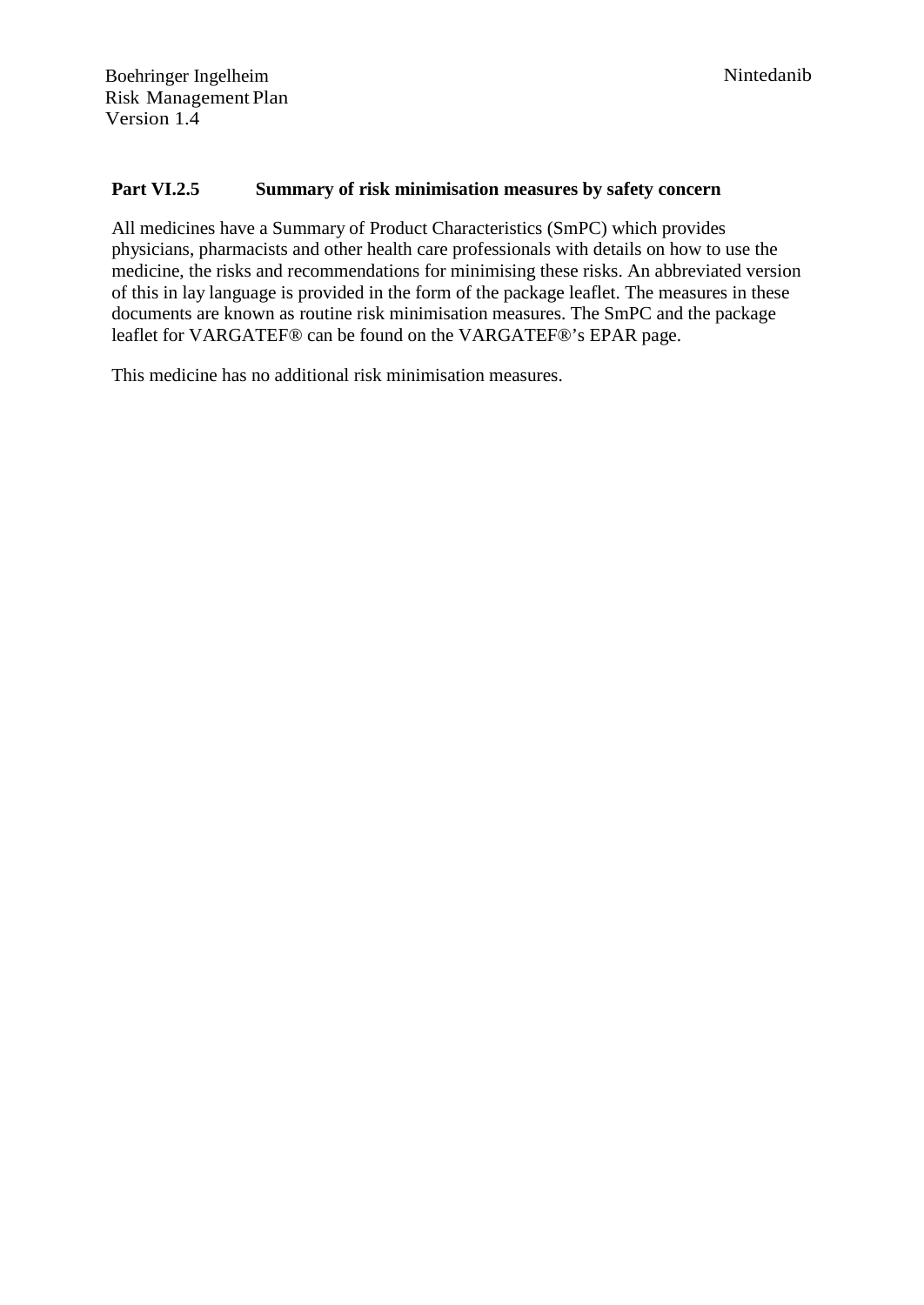## Part VI.2.5 Summary of risk minimisation measures by safety concern

All medicines have a Summary of Product Characteristics (SmPC) which provides physicians, pharmacists and other health care professionals with details on how to use the medicine, the risks and recommendations for minimising these risks. An abbreviated version of this in lay language is provided in the form of the package leaflet. The measures in these documents are known as routine risk minimisation measures. The SmPC and the package leaflet for VARGATEF® can be found on the VARGATEF®'s EPAR page.

This medicine has no additional risk minimisation measures.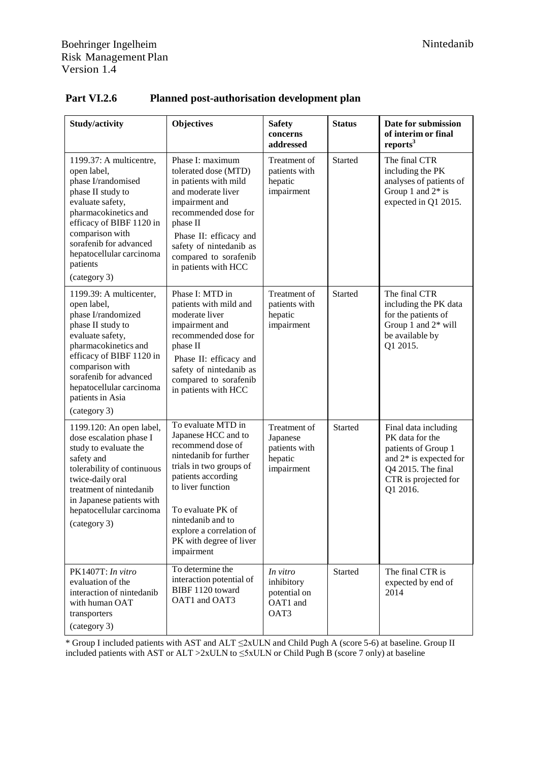## Part VI.2.6 Planned post-authorisation development plan

| Study/activity | Objectives | Safety concerns addressed | Status | Date for submission of interim or final reports[3] |
|---|---|---|---|---|
| 1199.37: A multicentre, open label, phase I/randomised phase II study to evaluate safety, pharmacokinetics and efficacy of BIBF 1120 in comparison with sorafenib for advanced hepatocellular carcinoma patients<br>(category 3) | Phase I: maximum tolerated dose (MTD) in patients with mild and moderate liver impairment and recommended dose for phase II<br>Phase II: efficacy and safety of nintedanib as compared to sorafenib in patients with HCC | Treatment of patients with hepatic impairment | Started | The final CTR including the PK analyses of patients of Group 1 and 2* is expected in Q1 2015. |
| 1199.39: A multicenter, open label, phase I/randomized phase II study to evaluate safety, pharmacokinetics and efficacy of BIBF 1120 in comparison with sorafenib for advanced hepatocellular carcinoma patients in Asia<br>(category 3) | Phase I: MTD in patients with mild and moderate liver impairment and recommended dose for phase II<br>Phase II: efficacy and safety of nintedanib as compared to sorafenib in patients with HCC | Treatment of patients with hepatic impairment | Started | The final CTR including the PK data for the patients of Group 1 and 2* will be available by Q1 2015. |
| 1199.120: An open label, dose escalation phase I study to evaluate the safety and tolerability of continuous twice-daily oral treatment of nintedanib in Japanese patients with hepatocellular carcinoma<br>(category 3) | To evaluate MTD in Japanese HCC and to recommend dose of nintedanib for further trials in two groups of patients according to liver function<br>To evaluate PK of nintedanib and to explore a correlation of PK with degree of liver impairment | Treatment of Japanese patients with hepatic impairment | Started | Final data including PK data for the patients of Group 1 and 2* is expected for Q4 2015. The final CTR is projected for Q1 2016. |
| PK1407T: *In vitro* evaluation of the interaction of nintedanib with human OAT transporters<br>(category 3) | To determine the interaction potential of BIBF 1120 toward OAT1 and OAT3 | *In vitro* inhibitory potential on OAT1 and OAT3 | Started | The final CTR is expected by end of 2014 |

* Group I included patients with AST and ALT ≤2xULN and Child Pugh A (score 5-6) at baseline. Group II included patients with AST or ALT >2xULN to ≤5xULN or Child Pugh B (score 7 only) at baseline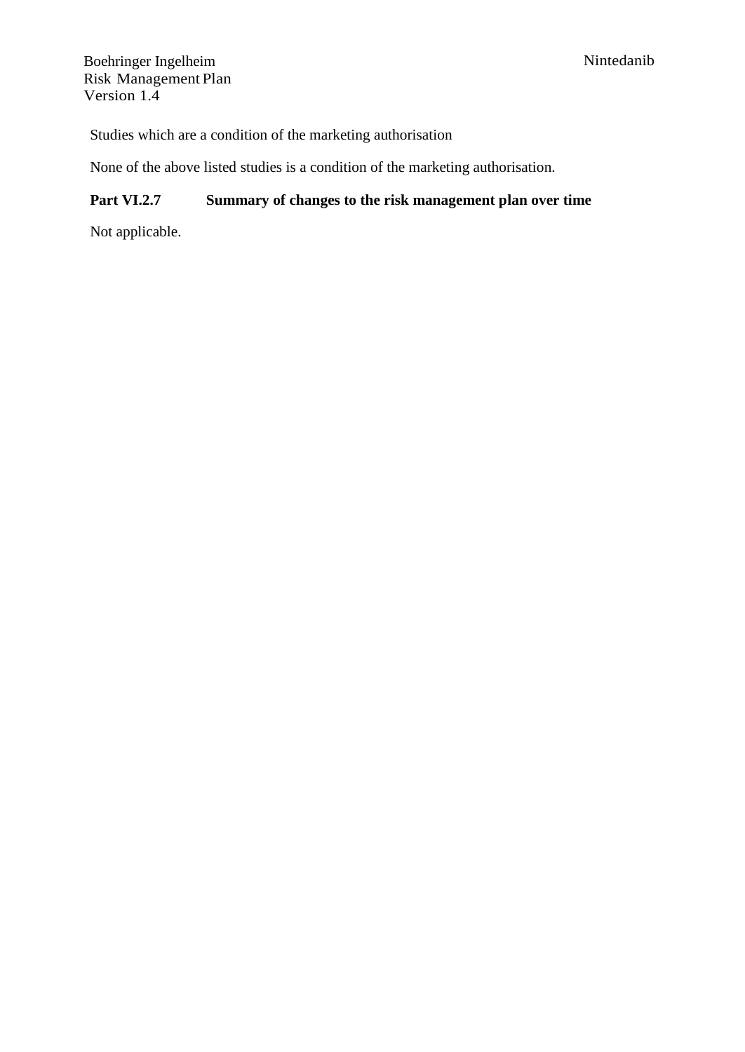Studies which are a condition of the marketing authorisation

None of the above listed studies is a condition of the marketing authorisation.

## Part VI.2.7 Summary of changes to the risk management plan over time

Not applicable.